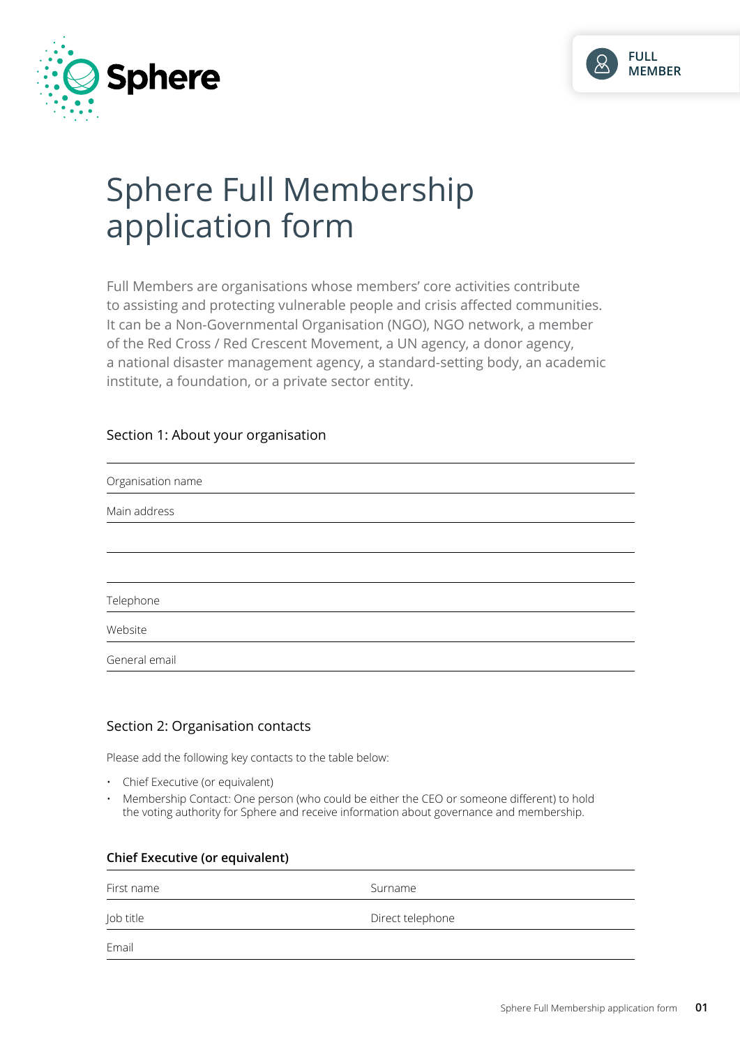Sphere

FULL MEMBER

# Sphere Full Membership application form

Full Members are organisations whose members' core activities contribute to assisting and protecting vulnerable people and crisis affected communities. It can be a Non-Governmental Organisation (NGO), NGO network, a member of the Red Cross / Red Crescent Movement, a UN agency, a donor agency, a national disaster management agency, a standard-setting body, an academic institute, a foundation, or a private sector entity.

## Section 1: About your organisation

| | |
|---|---|
| Organisation name | |
| Main address | |
| | |
| | |
| Telephone | |
| Website | |
| General email | |

## Section 2: Organisation contacts

Please add the following key contacts to the table below:

- Chief Executive (or equivalent)
- Membership Contact: One person (who could be either the CEO or someone different) to hold the voting authority for Sphere and receive information about governance and membership.

**Chief Executive (or equivalent)**

| | |
|---|---|
| First name | Surname |
| Job title | Direct telephone |
| Email | |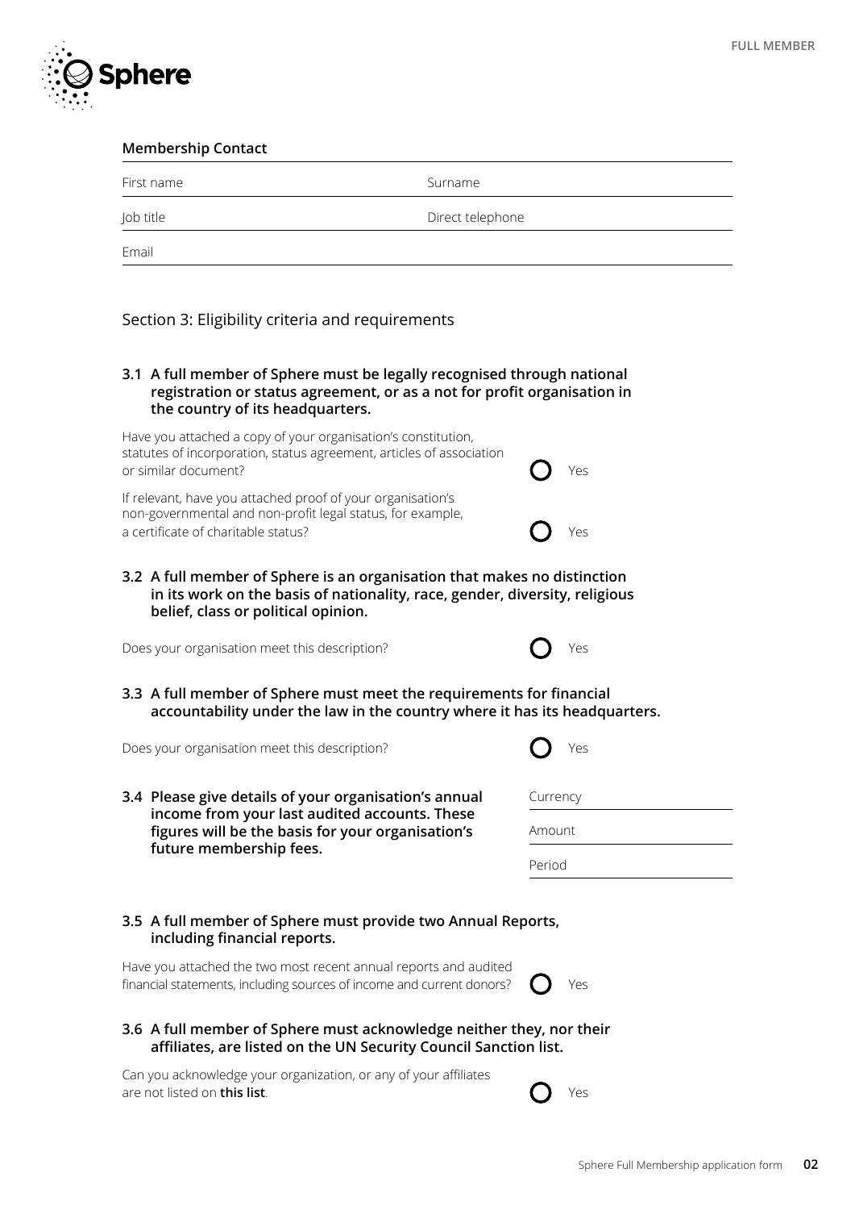**Membership Contact**

| First name | Surname |
|---|---|
| Job title | Direct telephone |
| Email | |

## Section 3: Eligibility criteria and requirements

**3.1 A full member of Sphere must be legally recognised through national registration or status agreement, or as a not for profit organisation in the country of its headquarters.**

Have you attached a copy of your organisation's constitution, statutes of incorporation, status agreement, articles of association or similar document? ○ Yes

If relevant, have you attached proof of your organisation's non-governmental and non-profit legal status, for example, a certificate of charitable status? ○ Yes

**3.2 A full member of Sphere is an organisation that makes no distinction in its work on the basis of nationality, race, gender, diversity, religious belief, class or political opinion.**

Does your organisation meet this description? ○ Yes

**3.3 A full member of Sphere must meet the requirements for financial accountability under the law in the country where it has its headquarters.**

Does your organisation meet this description? ○ Yes

**3.4 Please give details of your organisation's annual income from your last audited accounts. These figures will be the basis for your organisation's future membership fees.**

Currency

Amount

Period

**3.5 A full member of Sphere must provide two Annual Reports, including financial reports.**

Have you attached the two most recent annual reports and audited financial statements, including sources of income and current donors? ○ Yes

**3.6 A full member of Sphere must acknowledge neither they, nor their affiliates, are listed on the UN Security Council Sanction list.**

Can you acknowledge your organization, or any of your affiliates are not listed on **this list**. ○ Yes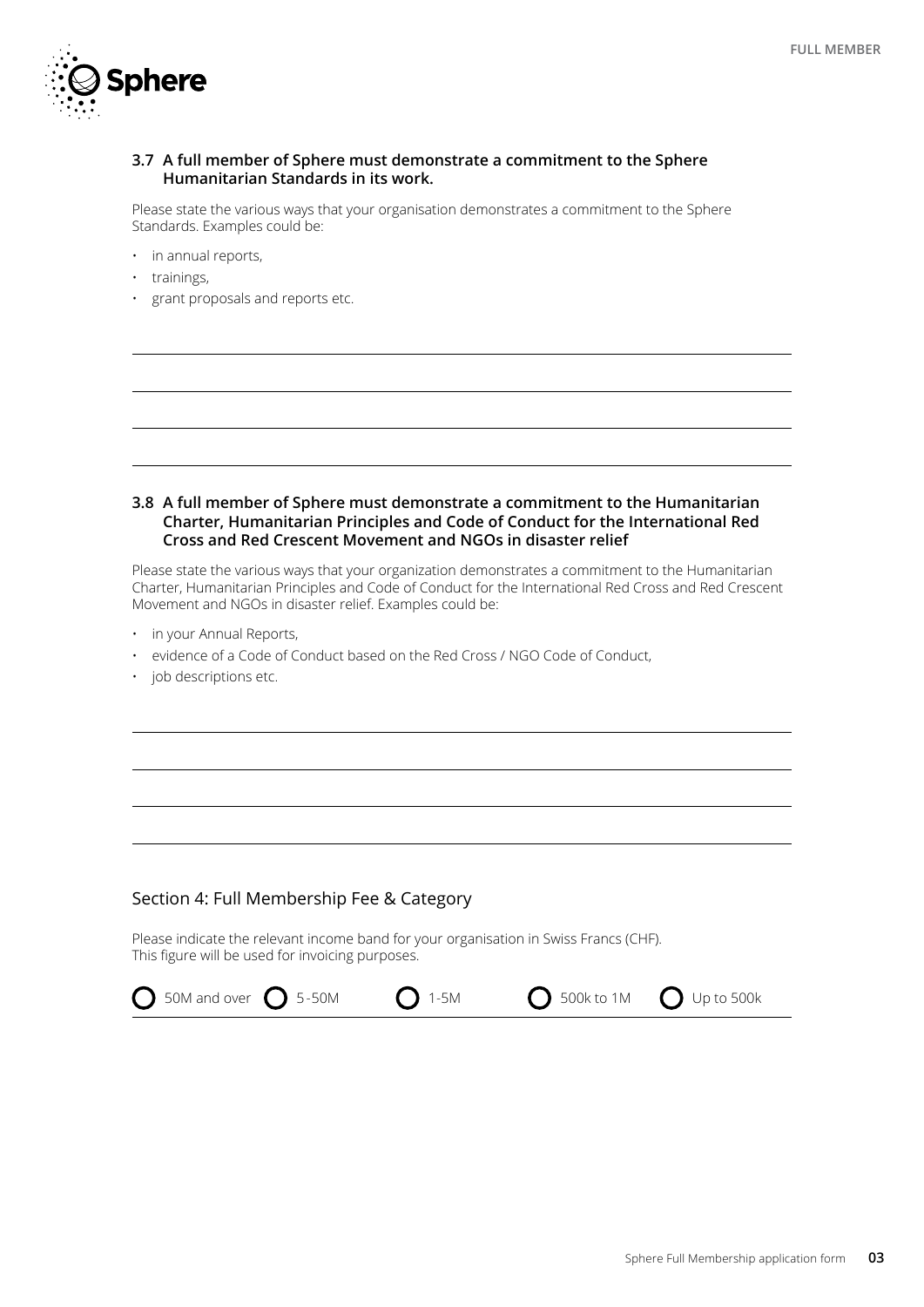### 3.7 A full member of Sphere must demonstrate a commitment to the Sphere Humanitarian Standards in its work.

Please state the various ways that your organisation demonstrates a commitment to the Sphere Standards. Examples could be:

- in annual reports,
- trainings,
- grant proposals and reports etc.

### 3.8 A full member of Sphere must demonstrate a commitment to the Humanitarian Charter, Humanitarian Principles and Code of Conduct for the International Red Cross and Red Crescent Movement and NGOs in disaster relief

Please state the various ways that your organization demonstrates a commitment to the Humanitarian Charter, Humanitarian Principles and Code of Conduct for the International Red Cross and Red Crescent Movement and NGOs in disaster relief. Examples could be:

- in your Annual Reports,
- evidence of a Code of Conduct based on the Red Cross / NGO Code of Conduct,
- job descriptions etc.

## Section 4: Full Membership Fee & Category

Please indicate the relevant income band for your organisation in Swiss Francs (CHF).
This figure will be used for invoicing purposes.

- ◯ 50M and over
- ◯ 5-50M
- ◯ 1-5M
- ◯ 500k to 1M
- ◯ Up to 500k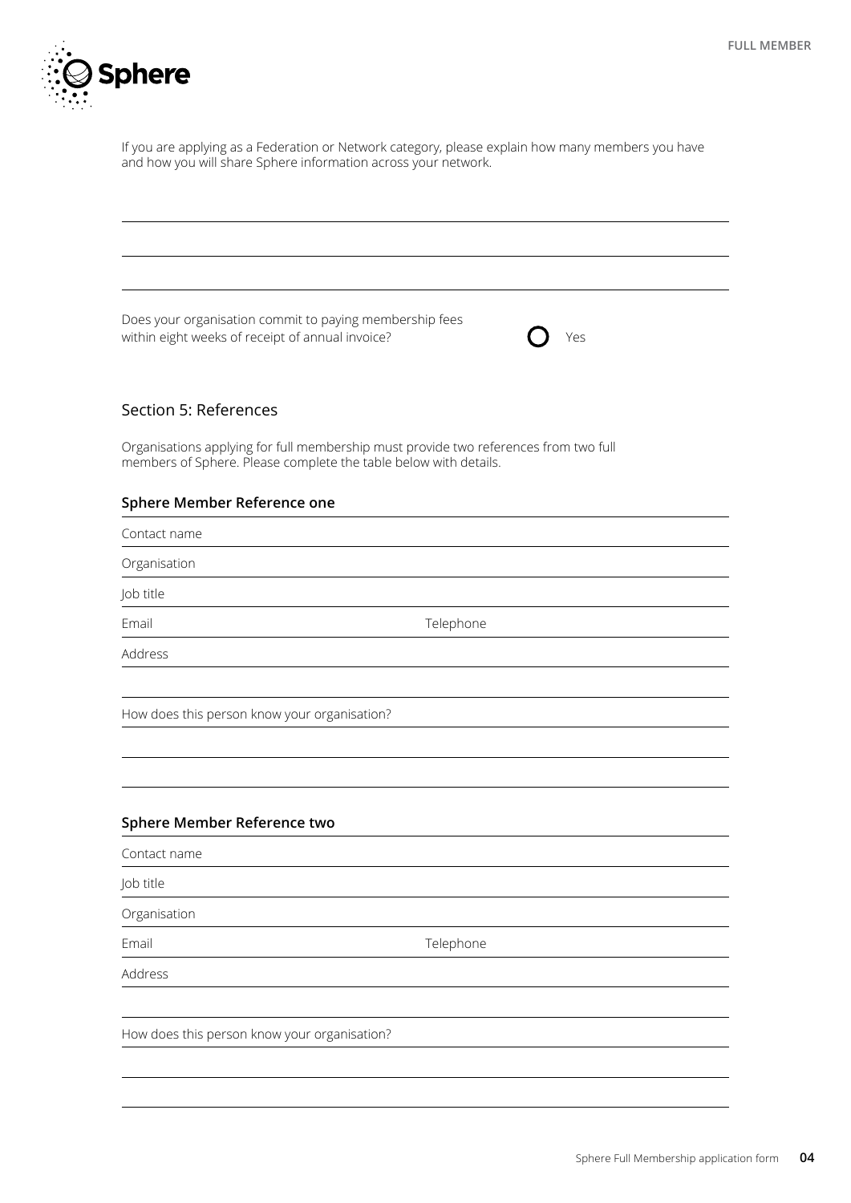If you are applying as a Federation or Network category, please explain how many members you have and how you will share Sphere information across your network.

Does your organisation commit to paying membership fees within eight weeks of receipt of annual invoice?

- [ ] Yes

## Section 5: References

Organisations applying for full membership must provide two references from two full members of Sphere. Please complete the table below with details.

### Sphere Member Reference one

Contact name

Organisation

Job title

Email | Telephone

Address

How does this person know your organisation?

### Sphere Member Reference two

Contact name

Job title

Organisation

Email | Telephone

Address

How does this person know your organisation?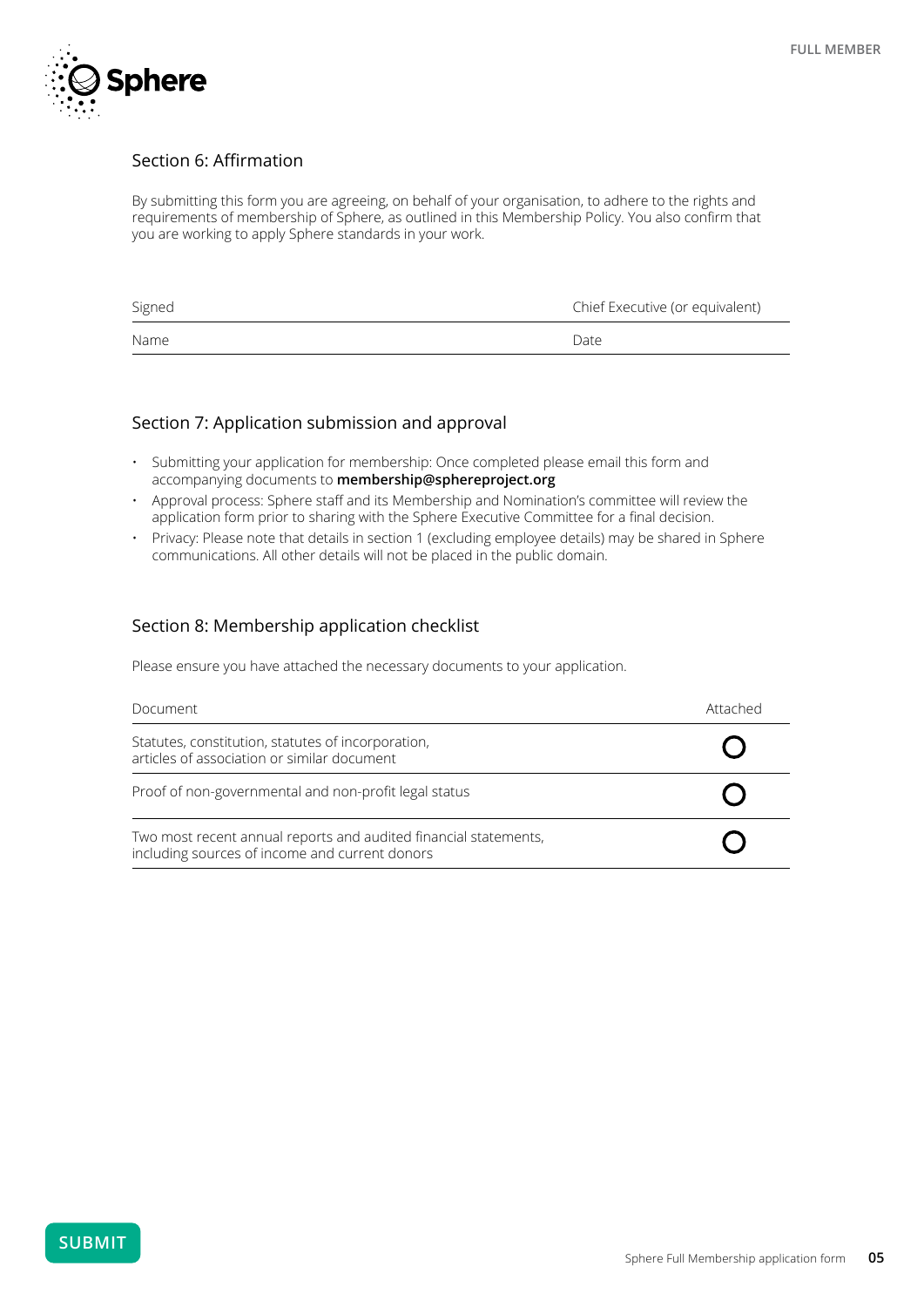## Section 6: Affirmation

By submitting this form you are agreeing, on behalf of your organisation, to adhere to the rights and requirements of membership of Sphere, as outlined in this Membership Policy. You also confirm that you are working to apply Sphere standards in your work.

| | |
|---|---|
| Signed | Chief Executive (or equivalent) |
| Name | Date |

## Section 7: Application submission and approval

- Submitting your application for membership: Once completed please email this form and accompanying documents to **membership@sphereproject.org**
- Approval process: Sphere staff and its Membership and Nomination's committee will review the application form prior to sharing with the Sphere Executive Committee for a final decision.
- Privacy: Please note that details in section 1 (excluding employee details) may be shared in Sphere communications. All other details will not be placed in the public domain.

## Section 8: Membership application checklist

Please ensure you have attached the necessary documents to your application.

| Document | Attached |
|---|---|
| Statutes, constitution, statutes of incorporation, articles of association or similar document | ○ |
| Proof of non-governmental and non-profit legal status | ○ |
| Two most recent annual reports and audited financial statements, including sources of income and current donors | ○ |

SUBMIT